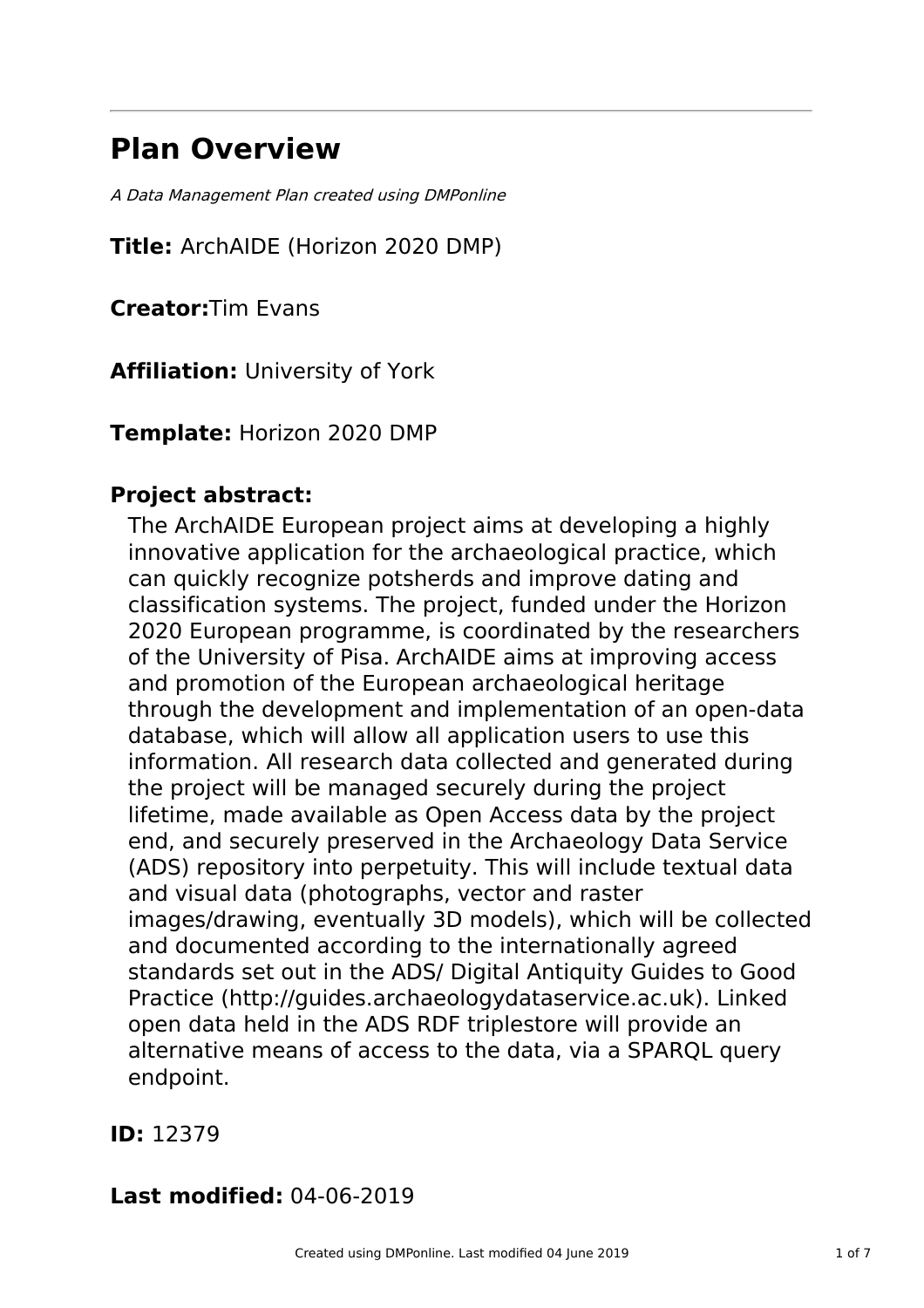# Plan Overview

*A Data Management Plan created using DMPonline*

**Title:** ArchAIDE (Horizon 2020 DMP)

**Creator:** Tim Evans

**Affiliation:** University of York

**Template:** Horizon 2020 DMP

**Project abstract:**

The ArchAIDE European project aims at developing a highly innovative application for the archaeological practice, which can quickly recognize potsherds and improve dating and classification systems. The project, funded under the Horizon 2020 European programme, is coordinated by the researchers of the University of Pisa. ArchAIDE aims at improving access and promotion of the European archaeological heritage through the development and implementation of an open-data database, which will allow all application users to use this information. All research data collected and generated during the project will be managed securely during the project lifetime, made available as Open Access data by the project end, and securely preserved in the Archaeology Data Service (ADS) repository into perpetuity. This will include textual data and visual data (photographs, vector and raster images/drawing, eventually 3D models), which will be collected and documented according to the internationally agreed standards set out in the ADS/ Digital Antiquity Guides to Good Practice (http://guides.archaeologydataservice.ac.uk). Linked open data held in the ADS RDF triplestore will provide an alternative means of access to the data, via a SPARQL query endpoint.

**ID:** 12379

**Last modified:** 04-06-2019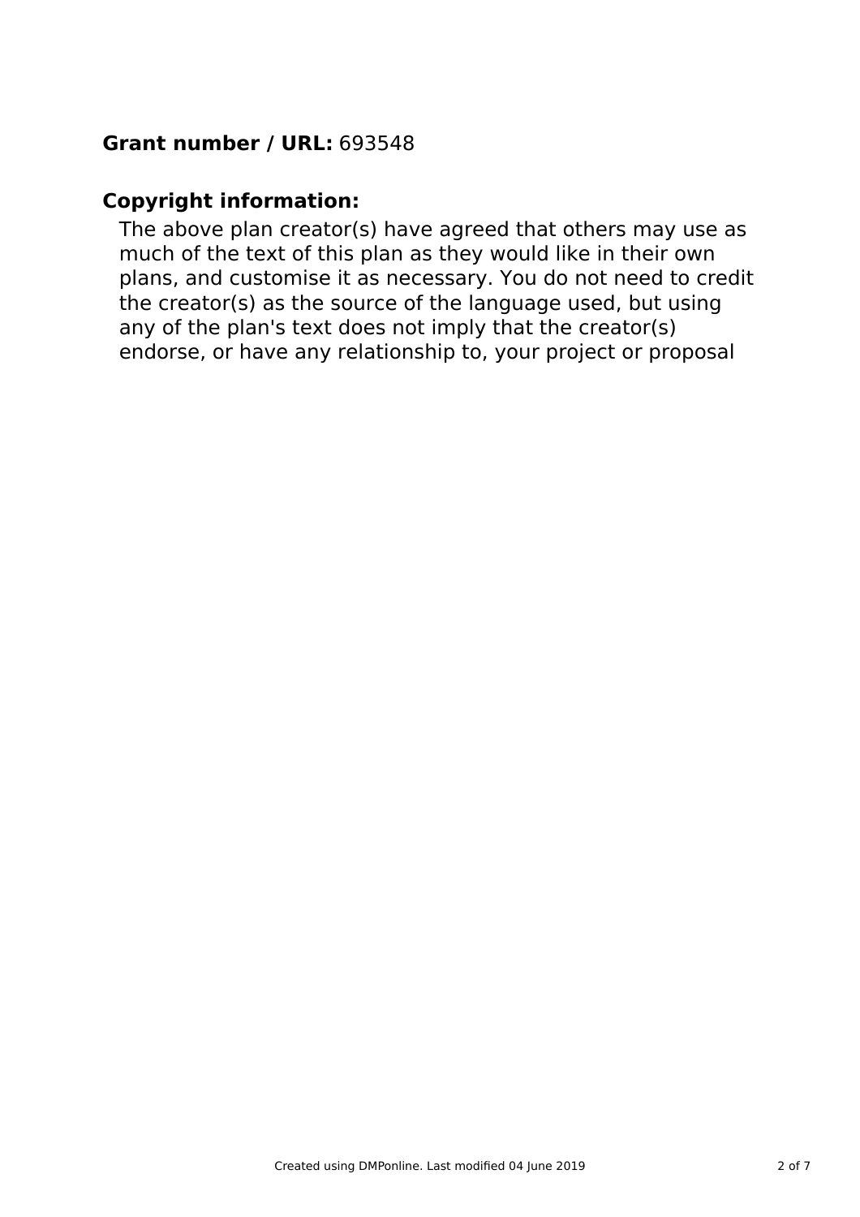**Grant number / URL:** 693548

**Copyright information:**

The above plan creator(s) have agreed that others may use as much of the text of this plan as they would like in their own plans, and customise it as necessary. You do not need to credit the creator(s) as the source of the language used, but using any of the plan's text does not imply that the creator(s) endorse, or have any relationship to, your project or proposal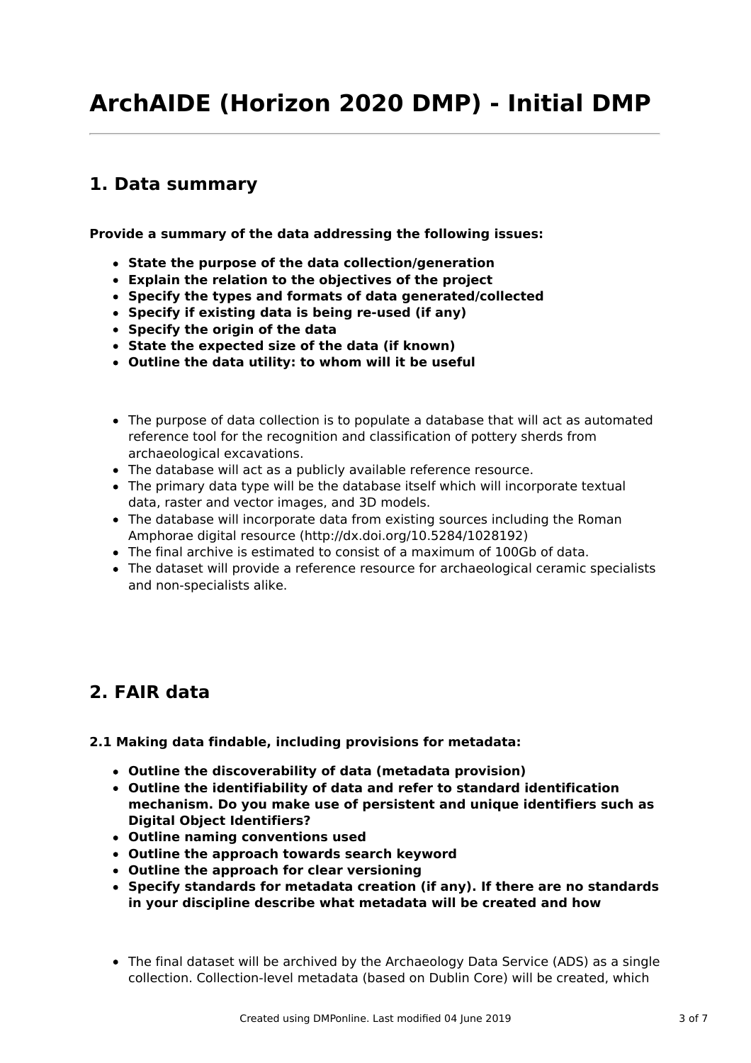# ArchAIDE (Horizon 2020 DMP) - Initial DMP

## 1. Data summary

**Provide a summary of the data addressing the following issues:**

- **State the purpose of the data collection/generation**
- **Explain the relation to the objectives of the project**
- **Specify the types and formats of data generated/collected**
- **Specify if existing data is being re-used (if any)**
- **Specify the origin of the data**
- **State the expected size of the data (if known)**
- **Outline the data utility: to whom will it be useful**

- The purpose of data collection is to populate a database that will act as automated reference tool for the recognition and classification of pottery sherds from archaeological excavations.
- The database will act as a publicly available reference resource.
- The primary data type will be the database itself which will incorporate textual data, raster and vector images, and 3D models.
- The database will incorporate data from existing sources including the Roman Amphorae digital resource (http://dx.doi.org/10.5284/1028192)
- The final archive is estimated to consist of a maximum of 100Gb of data.
- The dataset will provide a reference resource for archaeological ceramic specialists and non-specialists alike.

## 2. FAIR data

**2.1 Making data findable, including provisions for metadata:**

- **Outline the discoverability of data (metadata provision)**
- **Outline the identifiability of data and refer to standard identification mechanism. Do you make use of persistent and unique identifiers such as Digital Object Identifiers?**
- **Outline naming conventions used**
- **Outline the approach towards search keyword**
- **Outline the approach for clear versioning**
- **Specify standards for metadata creation (if any). If there are no standards in your discipline describe what metadata will be created and how**

- The final dataset will be archived by the Archaeology Data Service (ADS) as a single collection. Collection-level metadata (based on Dublin Core) will be created, which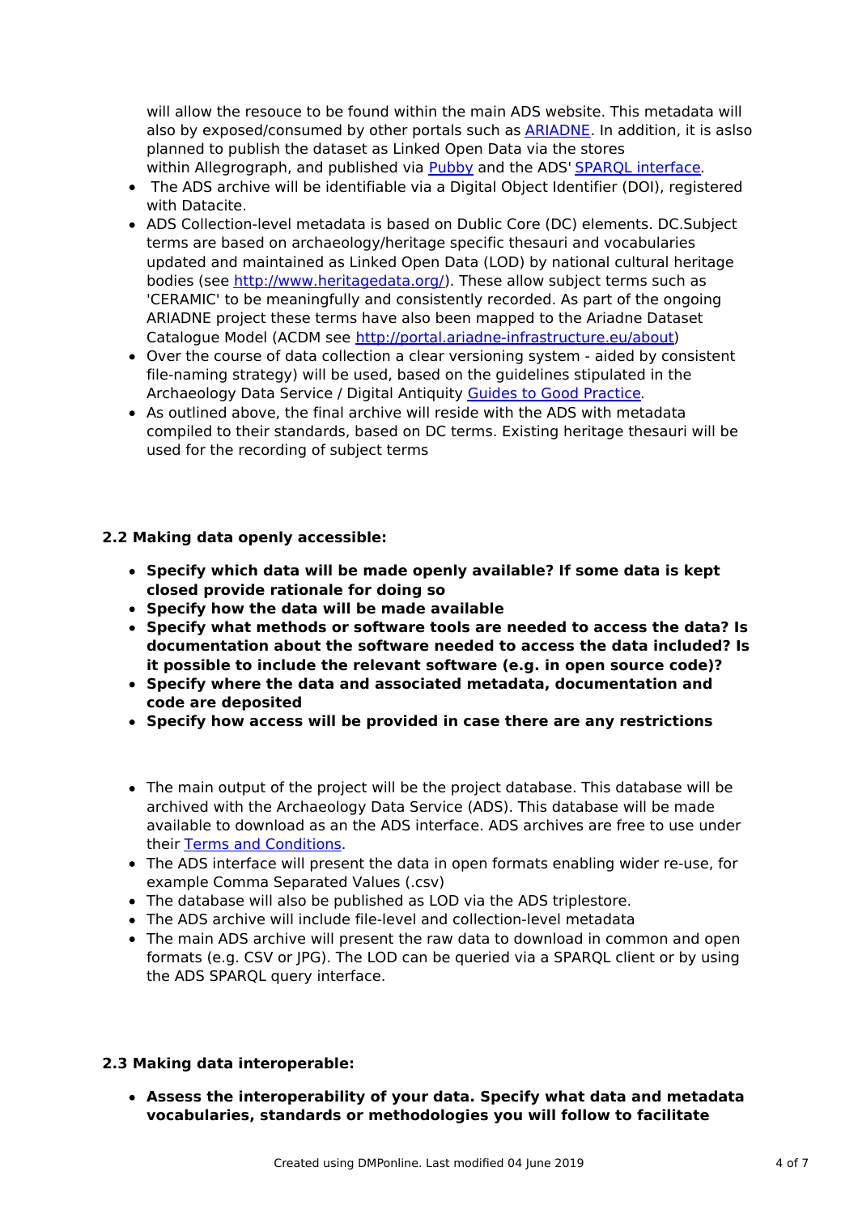will allow the resouce to be found within the main ADS website. This metadata will also by exposed/consumed by other portals such as [ARIADNE](ARIADNE). In addition, it is aslso planned to publish the dataset as Linked Open Data via the stores within Allegrograph, and published via [Pubby](Pubby) and the ADS' [SPARQL interface](SPARQL interface).

- The ADS archive will be identifiable via a Digital Object Identifier (DOI), registered with Datacite.
- ADS Collection-level metadata is based on Dublic Core (DC) elements. DC.Subject terms are based on archaeology/heritage specific thesauri and vocabularies updated and maintained as Linked Open Data (LOD) by national cultural heritage bodies (see http://www.heritagedata.org/). These allow subject terms such as 'CERAMIC' to be meaningfully and consistently recorded. As part of the ongoing ARIADNE project these terms have also been mapped to the Ariadne Dataset Catalogue Model (ACDM see http://portal.ariadne-infrastructure.eu/about)
- Over the course of data collection a clear versioning system - aided by consistent file-naming strategy) will be used, based on the guidelines stipulated in the Archaeology Data Service / Digital Antiquity [Guides to Good Practice](Guides to Good Practice).
- As outlined above, the final archive will reside with the ADS with metadata compiled to their standards, based on DC terms. Existing heritage thesauri will be used for the recording of subject terms

### 2.2 Making data openly accessible:

- **Specify which data will be made openly available? If some data is kept closed provide rationale for doing so**
- **Specify how the data will be made available**
- **Specify what methods or software tools are needed to access the data? Is documentation about the software needed to access the data included? Is it possible to include the relevant software (e.g. in open source code)?**
- **Specify where the data and associated metadata, documentation and code are deposited**
- **Specify how access will be provided in case there are any restrictions**

- The main output of the project will be the project database. This database will be archived with the Archaeology Data Service (ADS). This database will be made available to download as an the ADS interface. ADS archives are free to use under their [Terms and Conditions](Terms and Conditions).
- The ADS interface will present the data in open formats enabling wider re-use, for example Comma Separated Values (.csv)
- The database will also be published as LOD via the ADS triplestore.
- The ADS archive will include file-level and collection-level metadata
- The main ADS archive will present the raw data to download in common and open formats (e.g. CSV or JPG). The LOD can be queried via a SPARQL client or by using the ADS SPARQL query interface.

### 2.3 Making data interoperable:

- **Assess the interoperability of your data. Specify what data and metadata vocabularies, standards or methodologies you will follow to facilitate**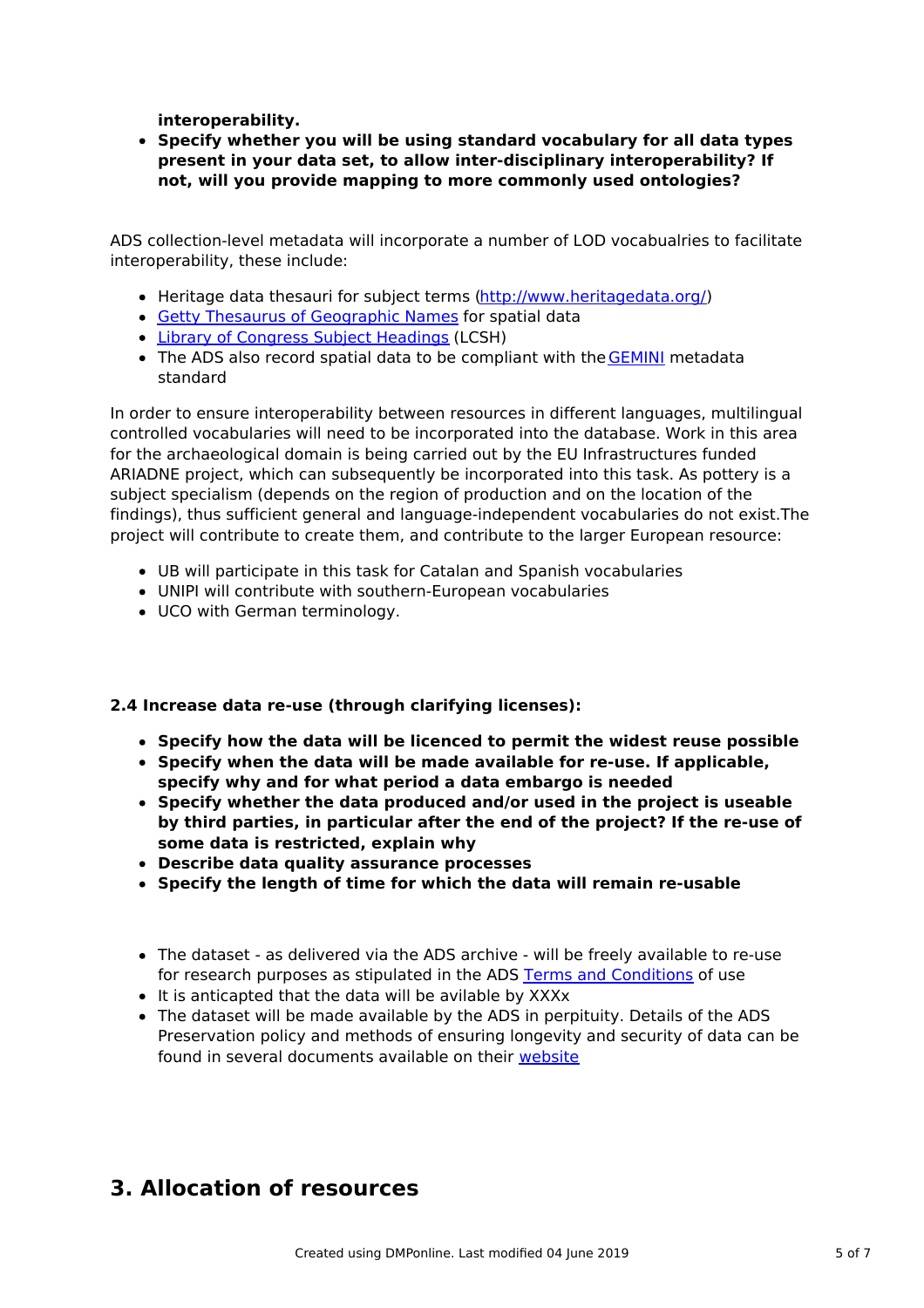**interoperability.**

- **Specify whether you will be using standard vocabulary for all data types present in your data set, to allow inter-disciplinary interoperability? If not, will you provide mapping to more commonly used ontologies?**

ADS collection-level metadata will incorporate a number of LOD vocabualries to facilitate interoperability, these include:

- Heritage data thesauri for subject terms (http://www.heritagedata.org/)
- Getty Thesaurus of Geographic Names for spatial data
- Library of Congress Subject Headings (LCSH)
- The ADS also record spatial data to be compliant with the GEMINI metadata standard

In order to ensure interoperability between resources in different languages, multilingual controlled vocabularies will need to be incorporated into the database. Work in this area for the archaeological domain is being carried out by the EU Infrastructures funded ARIADNE project, which can subsequently be incorporated into this task. As pottery is a subject specialism (depends on the region of production and on the location of the findings), thus sufficient general and language-independent vocabularies do not exist.The project will contribute to create them, and contribute to the larger European resource:

- UB will participate in this task for Catalan and Spanish vocabularies
- UNIPI will contribute with southern-European vocabularies
- UCO with German terminology.

**2.4 Increase data re-use (through clarifying licenses):**

- **Specify how the data will be licenced to permit the widest reuse possible**
- **Specify when the data will be made available for re-use. If applicable, specify why and for what period a data embargo is needed**
- **Specify whether the data produced and/or used in the project is useable by third parties, in particular after the end of the project? If the re-use of some data is restricted, explain why**
- **Describe data quality assurance processes**
- **Specify the length of time for which the data will remain re-usable**

- The dataset - as delivered via the ADS archive - will be freely available to re-use for research purposes as stipulated in the ADS Terms and Conditions of use
- It is anticapted that the data will be avilable by XXXx
- The dataset will be made available by the ADS in perpituity. Details of the ADS Preservation policy and methods of ensuring longevity and security of data can be found in several documents available on their website

# 3. Allocation of resources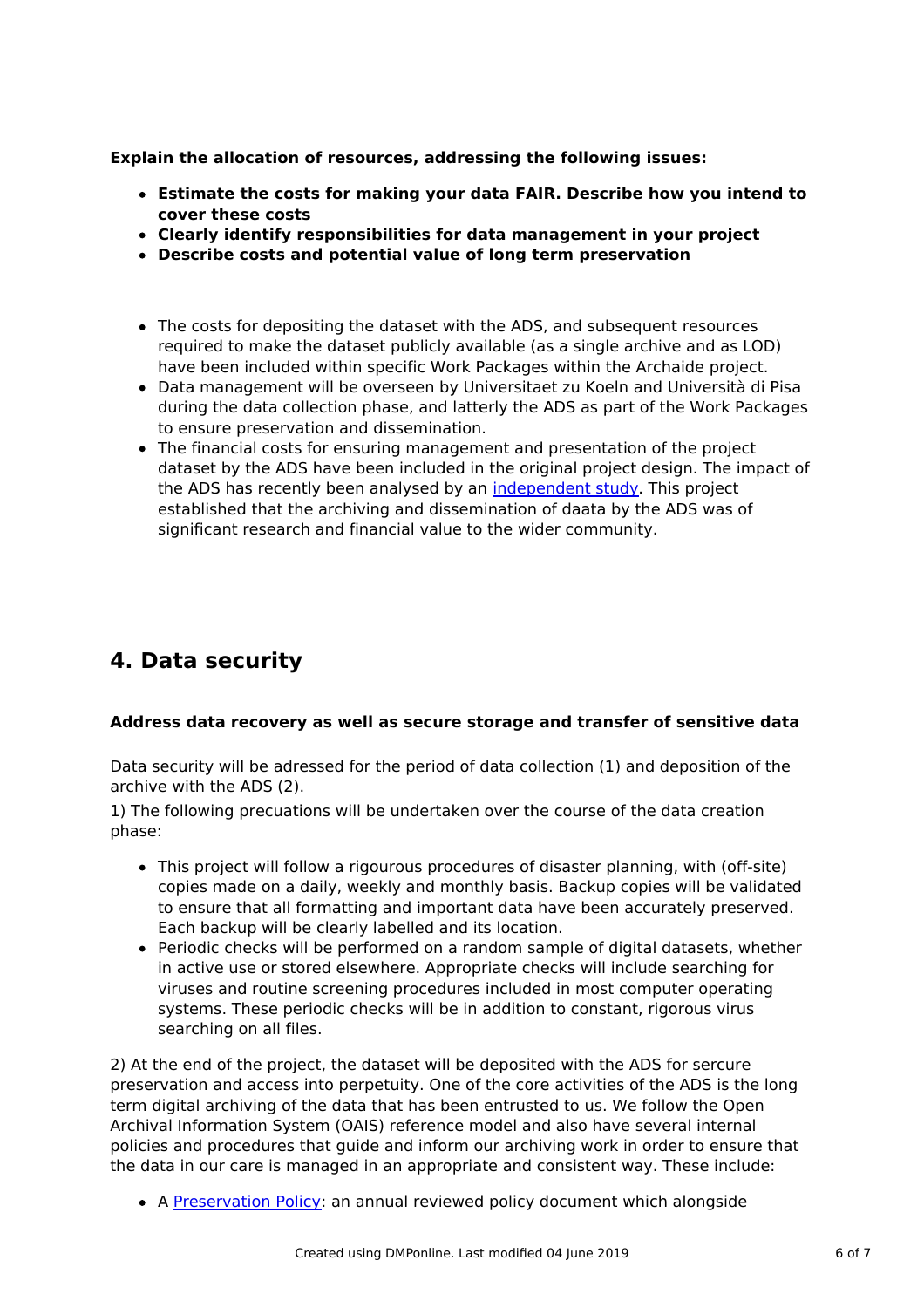**Explain the allocation of resources, addressing the following issues:**

- **Estimate the costs for making your data FAIR. Describe how you intend to cover these costs**
- **Clearly identify responsibilities for data management in your project**
- **Describe costs and potential value of long term preservation**

- The costs for depositing the dataset with the ADS, and subsequent resources required to make the dataset publicly available (as a single archive and as LOD) have been included within specific Work Packages within the Archaide project.
- Data management will be overseen by Universitaet zu Koeln and Università di Pisa during the data collection phase, and latterly the ADS as part of the Work Packages to ensure preservation and dissemination.
- The financial costs for ensuring management and presentation of the project dataset by the ADS have been included in the original project design. The impact of the ADS has recently been analysed by an independent study. This project established that the archiving and dissemination of daata by the ADS was of significant research and financial value to the wider community.

## 4. Data security

**Address data recovery as well as secure storage and transfer of sensitive data**

Data security will be adressed for the period of data collection (1) and deposition of the archive with the ADS (2).

1) The following precuations will be undertaken over the course of the data creation phase:

- This project will follow a rigourous procedures of disaster planning, with (off-site) copies made on a daily, weekly and monthly basis. Backup copies will be validated to ensure that all formatting and important data have been accurately preserved. Each backup will be clearly labelled and its location.
- Periodic checks will be performed on a random sample of digital datasets, whether in active use or stored elsewhere. Appropriate checks will include searching for viruses and routine screening procedures included in most computer operating systems. These periodic checks will be in addition to constant, rigorous virus searching on all files.

2) At the end of the project, the dataset will be deposited with the ADS for sercure preservation and access into perpetuity. One of the core activities of the ADS is the long term digital archiving of the data that has been entrusted to us. We follow the Open Archival Information System (OAIS) reference model and also have several internal policies and procedures that guide and inform our archiving work in order to ensure that the data in our care is managed in an appropriate and consistent way. These include:

- A Preservation Policy: an annual reviewed policy document which alongside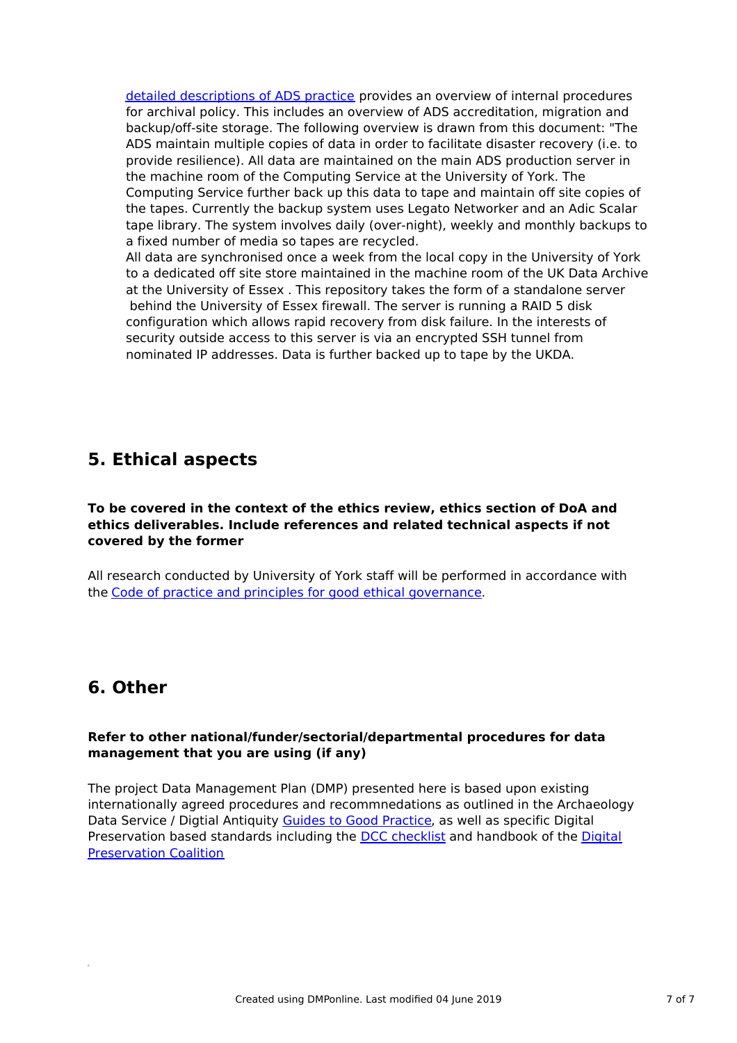detailed descriptions of ADS practice provides an overview of internal procedures for archival policy. This includes an overview of ADS accreditation, migration and backup/off-site storage. The following overview is drawn from this document: "The ADS maintain multiple copies of data in order to facilitate disaster recovery (i.e. to provide resilience). All data are maintained on the main ADS production server in the machine room of the Computing Service at the University of York. The Computing Service further back up this data to tape and maintain off site copies of the tapes. Currently the backup system uses Legato Networker and an Adic Scalar tape library. The system involves daily (over-night), weekly and monthly backups to a fixed number of media so tapes are recycled.
All data are synchronised once a week from the local copy in the University of York to a dedicated off site store maintained in the machine room of the UK Data Archive at the University of Essex . This repository takes the form of a standalone server behind the University of Essex firewall. The server is running a RAID 5 disk configuration which allows rapid recovery from disk failure. In the interests of security outside access to this server is via an encrypted SSH tunnel from nominated IP addresses. Data is further backed up to tape by the UKDA.

## 5. Ethical aspects

**To be covered in the context of the ethics review, ethics section of DoA and ethics deliverables. Include references and related technical aspects if not covered by the former**

All research conducted by University of York staff will be performed in accordance with the Code of practice and principles for good ethical governance.

## 6. Other

**Refer to other national/funder/sectorial/departmental procedures for data management that you are using (if any)**

The project Data Management Plan (DMP) presented here is based upon existing internationally agreed procedures and recommnedations as outlined in the Archaeology Data Service / Digtial Antiquity Guides to Good Practice, as well as specific Digital Preservation based standards including the DCC checklist and handbook of the Digital Preservation Coalition

Created using DMPonline. Last modified 04 June 2019